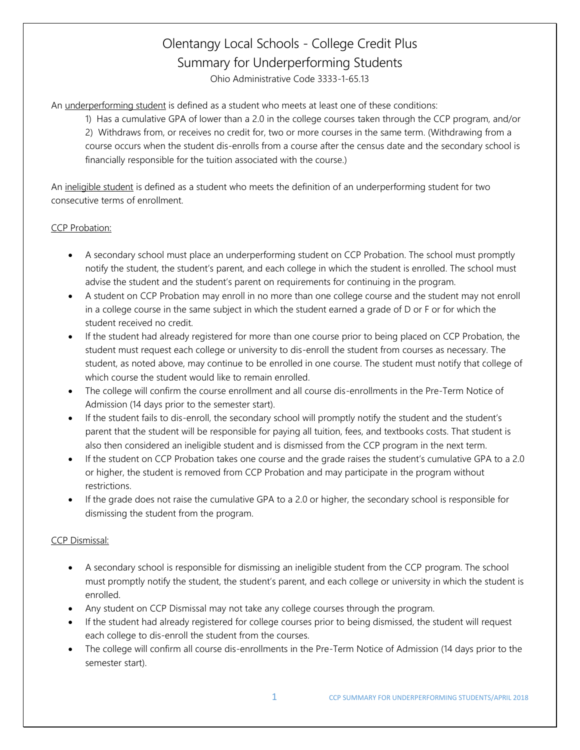# Olentangy Local Schools - College Credit Plus

## Summary for Underperforming Students

Ohio Administrative Code 3333-1-65.13

An underperforming student is defined as a student who meets at least one of these conditions:

1) Has a cumulative GPA of lower than a 2.0 in the college courses taken through the CCP program, and/or
2) Withdraws from, or receives no credit for, two or more courses in the same term. (Withdrawing from a course occurs when the student dis-enrolls from a course after the census date and the secondary school is financially responsible for the tuition associated with the course.)

An ineligible student is defined as a student who meets the definition of an underperforming student for two consecutive terms of enrollment.

### CCP Probation:

- A secondary school must place an underperforming student on CCP Probation. The school must promptly notify the student, the student's parent, and each college in which the student is enrolled. The school must advise the student and the student's parent on requirements for continuing in the program.
- A student on CCP Probation may enroll in no more than one college course and the student may not enroll in a college course in the same subject in which the student earned a grade of D or F or for which the student received no credit.
- If the student had already registered for more than one course prior to being placed on CCP Probation, the student must request each college or university to dis-enroll the student from courses as necessary. The student, as noted above, may continue to be enrolled in one course. The student must notify that college of which course the student would like to remain enrolled.
- The college will confirm the course enrollment and all course dis-enrollments in the Pre-Term Notice of Admission (14 days prior to the semester start).
- If the student fails to dis-enroll, the secondary school will promptly notify the student and the student's parent that the student will be responsible for paying all tuition, fees, and textbooks costs. That student is also then considered an ineligible student and is dismissed from the CCP program in the next term.
- If the student on CCP Probation takes one course and the grade raises the student's cumulative GPA to a 2.0 or higher, the student is removed from CCP Probation and may participate in the program without restrictions.
- If the grade does not raise the cumulative GPA to a 2.0 or higher, the secondary school is responsible for dismissing the student from the program.

### CCP Dismissal:

- A secondary school is responsible for dismissing an ineligible student from the CCP program. The school must promptly notify the student, the student's parent, and each college or university in which the student is enrolled.
- Any student on CCP Dismissal may not take any college courses through the program.
- If the student had already registered for college courses prior to being dismissed, the student will request each college to dis-enroll the student from the courses.
- The college will confirm all course dis-enrollments in the Pre-Term Notice of Admission (14 days prior to the semester start).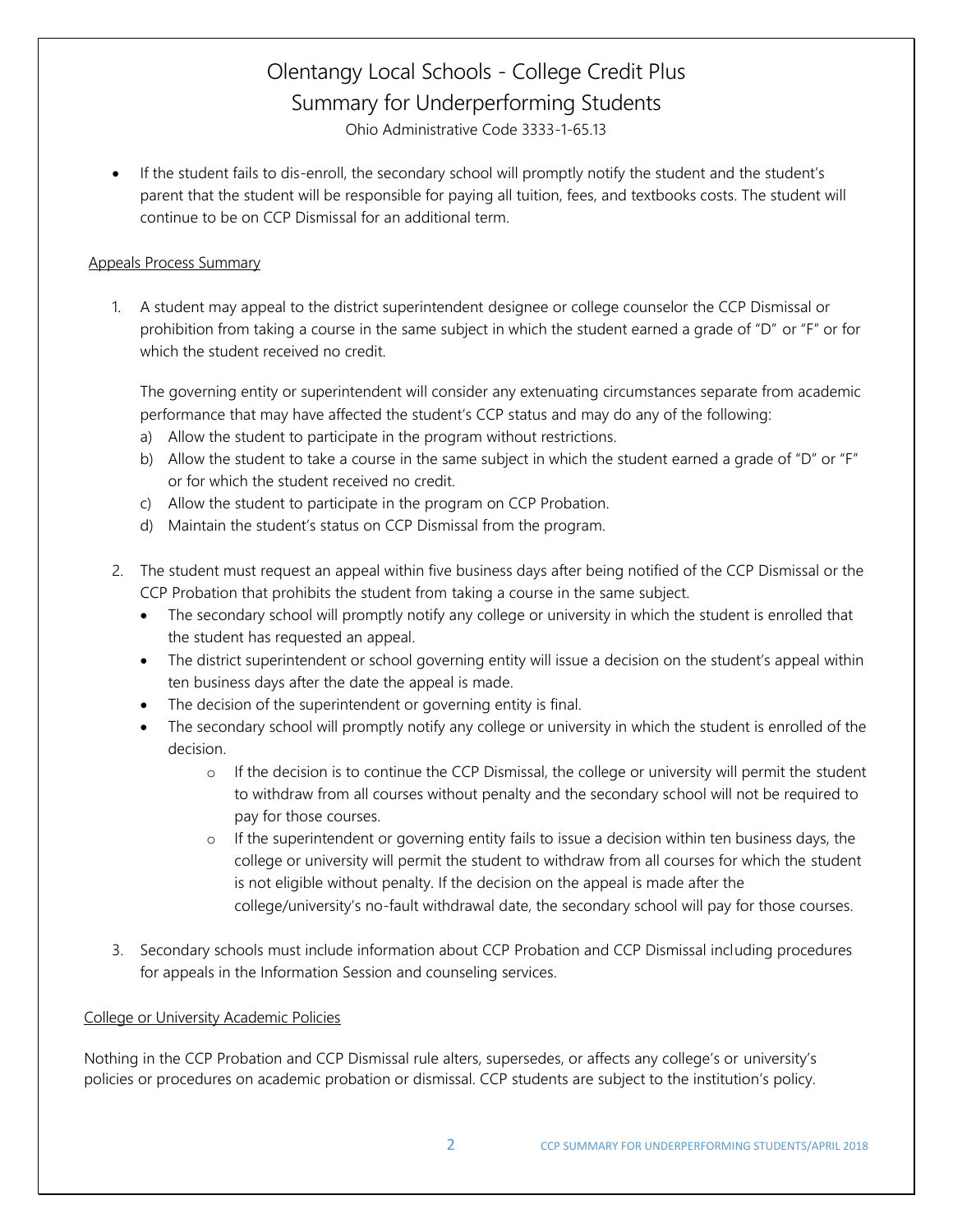# Olentangy Local Schools - College Credit Plus
## Summary for Underperforming Students

Ohio Administrative Code 3333-1-65.13

- If the student fails to dis-enroll, the secondary school will promptly notify the student and the student's parent that the student will be responsible for paying all tuition, fees, and textbooks costs. The student will continue to be on CCP Dismissal for an additional term.

### Appeals Process Summary

1. A student may appeal to the district superintendent designee or college counselor the CCP Dismissal or prohibition from taking a course in the same subject in which the student earned a grade of "D" or "F" or for which the student received no credit.

   The governing entity or superintendent will consider any extenuating circumstances separate from academic performance that may have affected the student's CCP status and may do any of the following:
   a) Allow the student to participate in the program without restrictions.
   b) Allow the student to take a course in the same subject in which the student earned a grade of "D" or "F" or for which the student received no credit.
   c) Allow the student to participate in the program on CCP Probation.
   d) Maintain the student's status on CCP Dismissal from the program.

2. The student must request an appeal within five business days after being notified of the CCP Dismissal or the CCP Probation that prohibits the student from taking a course in the same subject.
   - The secondary school will promptly notify any college or university in which the student is enrolled that the student has requested an appeal.
   - The district superintendent or school governing entity will issue a decision on the student's appeal within ten business days after the date the appeal is made.
   - The decision of the superintendent or governing entity is final.
   - The secondary school will promptly notify any college or university in which the student is enrolled of the decision.
     - If the decision is to continue the CCP Dismissal, the college or university will permit the student to withdraw from all courses without penalty and the secondary school will not be required to pay for those courses.
     - If the superintendent or governing entity fails to issue a decision within ten business days, the college or university will permit the student to withdraw from all courses for which the student is not eligible without penalty. If the decision on the appeal is made after the college/university's no-fault withdrawal date, the secondary school will pay for those courses.

3. Secondary schools must include information about CCP Probation and CCP Dismissal including procedures for appeals in the Information Session and counseling services.

### College or University Academic Policies

Nothing in the CCP Probation and CCP Dismissal rule alters, supersedes, or affects any college's or university's policies or procedures on academic probation or dismissal. CCP students are subject to the institution's policy.